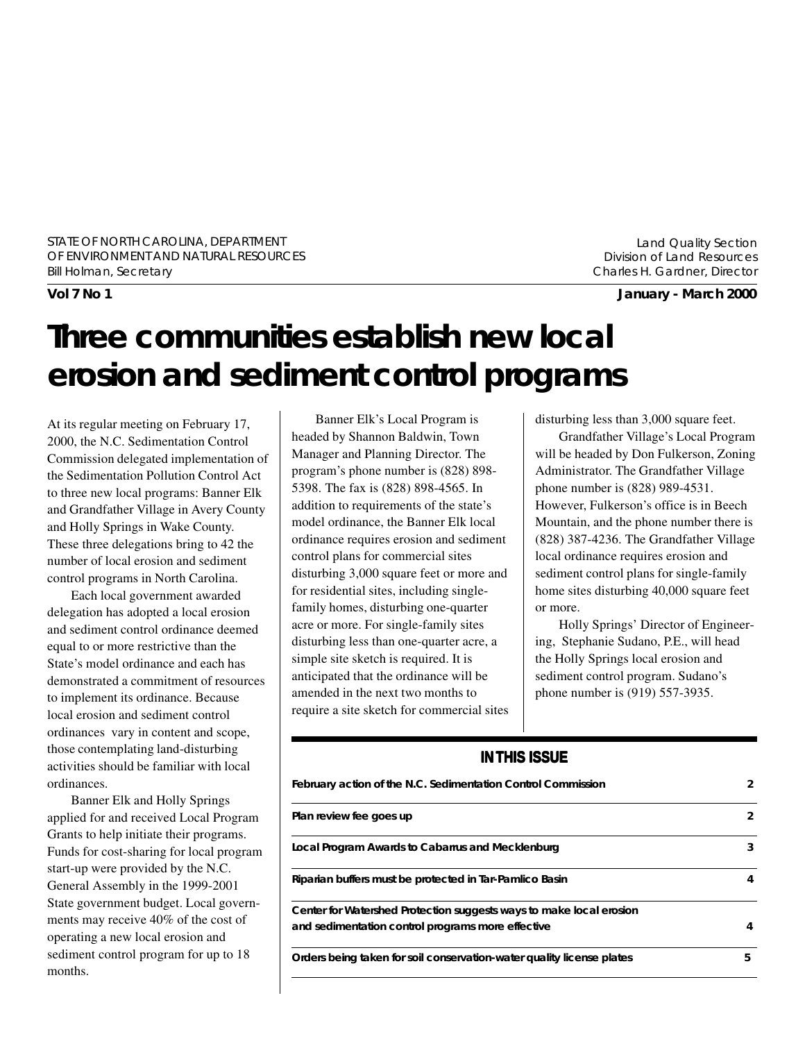STATE OF NORTH CAROLINA, DEPARTMENT OF ENVIRONMENT AND NATURAL RESOURCES
Bill Holman, Secretary

Land Quality Section
Division of Land Resources
Charles H. Gardner, Director

**Vol 7 No 1** **January - March 2000**

# Three communities establish new local erosion and sediment control programs

At its regular meeting on February 17, 2000, the N.C. Sedimentation Control Commission delegated implementation of the Sedimentation Pollution Control Act to three new local programs: Banner Elk and Grandfather Village in Avery County and Holly Springs in Wake County. These three delegations bring to 42 the number of local erosion and sediment control programs in North Carolina.

Each local government awarded delegation has adopted a local erosion and sediment control ordinance deemed equal to or more restrictive than the State's model ordinance and each has demonstrated a commitment of resources to implement its ordinance. Because local erosion and sediment control ordinances vary in content and scope, those contemplating land-disturbing activities should be familiar with local ordinances.

Banner Elk and Holly Springs applied for and received Local Program Grants to help initiate their programs. Funds for cost-sharing for local program start-up were provided by the N.C. General Assembly in the 1999-2001 State government budget. Local governments may receive 40% of the cost of operating a new local erosion and sediment control program for up to 18 months.

Banner Elk's Local Program is headed by Shannon Baldwin, Town Manager and Planning Director. The program's phone number is (828) 898-5398. The fax is (828) 898-4565. In addition to requirements of the state's model ordinance, the Banner Elk local ordinance requires erosion and sediment control plans for commercial sites disturbing 3,000 square feet or more and for residential sites, including single-family homes, disturbing one-quarter acre or more. For single-family sites disturbing less than one-quarter acre, a simple site sketch is required. It is anticipated that the ordinance will be amended in the next two months to require a site sketch for commercial sites disturbing less than 3,000 square feet.

Grandfather Village's Local Program will be headed by Don Fulkerson, Zoning Administrator. The Grandfather Village phone number is (828) 989-4531. However, Fulkerson's office is in Beech Mountain, and the phone number there is (828) 387-4236. The Grandfather Village local ordinance requires erosion and sediment control plans for single-family home sites disturbing 40,000 square feet or more.

Holly Springs' Director of Engineering, Stephanie Sudano, P.E., will head the Holly Springs local erosion and sediment control program. Sudano's phone number is (919) 557-3935.

## IN THIS ISSUE

| | |
|---|---|
| February action of the N.C. Sedimentation Control Commission | 2 |
| Plan review fee goes up | 2 |
| Local Program Awards to Cabarrus and Mecklenburg | 3 |
| Riparian buffers must be protected in Tar-Pamlico Basin | 4 |
| Center for Watershed Protection suggests ways to make local erosion and sedimentation control programs more effective | 4 |
| Orders being taken for soil conservation-water quality license plates | 5 |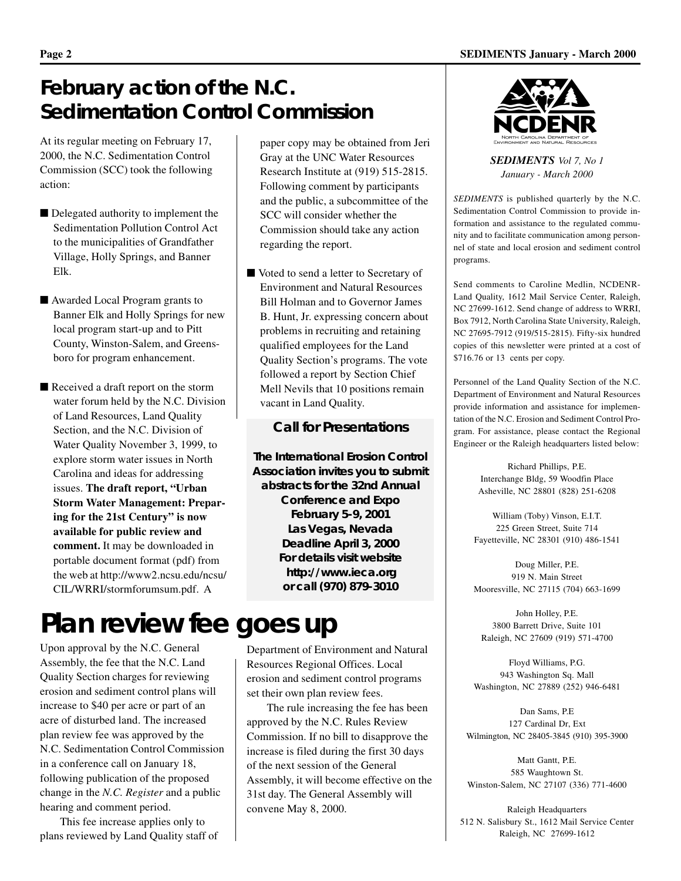# February action of the N.C. Sedimentation Control Commission

At its regular meeting on February 17, 2000, the N.C. Sedimentation Control Commission (SCC) took the following action:

- Delegated authority to implement the Sedimentation Pollution Control Act to the municipalities of Grandfather Village, Holly Springs, and Banner Elk.
- Awarded Local Program grants to Banner Elk and Holly Springs for new local program start-up and to Pitt County, Winston-Salem, and Greensboro for program enhancement.
- Received a draft report on the storm water forum held by the N.C. Division of Land Resources, Land Quality Section, and the N.C. Division of Water Quality November 3, 1999, to explore storm water issues in North Carolina and ideas for addressing issues. **The draft report, "Urban Storm Water Management: Preparing for the 21st Century" is now available for public review and comment.** It may be downloaded in portable document format (pdf) from the web at http://www2.ncsu.edu/ncsu/CIL/WRRI/stormforumsum.pdf. A paper copy may be obtained from Jeri Gray at the UNC Water Resources Research Institute at (919) 515-2815. Following comment by participants and the public, a subcommittee of the SCC will consider whether the Commission should take any action regarding the report.
- Voted to send a letter to Secretary of Environment and Natural Resources Bill Holman and to Governor James B. Hunt, Jr. expressing concern about problems in recruiting and retaining qualified employees for the Land Quality Section's programs. The vote followed a report by Section Chief Mell Nevils that 10 positions remain vacant in Land Quality.

### Call for Presentations

**The International Erosion Control Association invites you to submit abstracts for the 32nd Annual Conference and Expo**
**February 5-9, 2001**
**Las Vegas, Nevada**
**Deadline April 3, 2000**
**For details visit website**
**http://www.ieca.org**
**or call (970) 879-3010**

# Plan review fee goes up

Upon approval by the N.C. General Assembly, the fee that the N.C. Land Quality Section charges for reviewing erosion and sediment control plans will increase to $40 per acre or part of an acre of disturbed land. The increased plan review fee was approved by the N.C. Sedimentation Control Commission in a conference call on January 18, following publication of the proposed change in the *N.C. Register* and a public hearing and comment period.

This fee increase applies only to plans reviewed by Land Quality staff of Department of Environment and Natural Resources Regional Offices. Local erosion and sediment control programs set their own plan review fees.

The rule increasing the fee has been approved by the N.C. Rules Review Commission. If no bill to disapprove the increase is filed during the first 30 days of the next session of the General Assembly, it will become effective on the 31st day. The General Assembly will convene May 8, 2000.

---

NCDENR
North Carolina Department of Environment and Natural Resources

***SEDIMENTS*** *Vol 7, No 1*
*January - March 2000*

*SEDIMENTS* is published quarterly by the N.C. Sedimentation Control Commission to provide information and assistance to the regulated community and to facilitate communication among personnel of state and local erosion and sediment control programs.

Send comments to Caroline Medlin, NCDENR-Land Quality, 1612 Mail Service Center, Raleigh, NC 27699-1612. Send change of address to WRRI, Box 7912, North Carolina State University, Raleigh, NC 27695-7912 (919/515-2815). Fifty-six hundred copies of this newsletter were printed at a cost of $716.76 or 13 cents per copy.

Personnel of the Land Quality Section of the N.C. Department of Environment and Natural Resources provide information and assistance for implementation of the N.C. Erosion and Sediment Control Program. For assistance, please contact the Regional Engineer or the Raleigh headquarters listed below:

Richard Phillips, P.E.
Interchange Bldg, 59 Woodfin Place
Asheville, NC 28801 (828) 251-6208

William (Toby) Vinson, E.I.T.
225 Green Street, Suite 714
Fayetteville, NC 28301 (910) 486-1541

Doug Miller, P.E.
919 N. Main Street
Mooresville, NC 27115 (704) 663-1699

John Holley, P.E.
3800 Barrett Drive, Suite 101
Raleigh, NC 27609 (919) 571-4700

Floyd Williams, P.G.
943 Washington Sq. Mall
Washington, NC 27889 (252) 946-6481

Dan Sams, P.E
127 Cardinal Dr, Ext
Wilmington, NC 28405-3845 (910) 395-3900

Matt Gantt, P.E.
585 Waughtown St.
Winston-Salem, NC 27107 (336) 771-4600

Raleigh Headquarters
512 N. Salisbury St., 1612 Mail Service Center
Raleigh, NC 27699-1612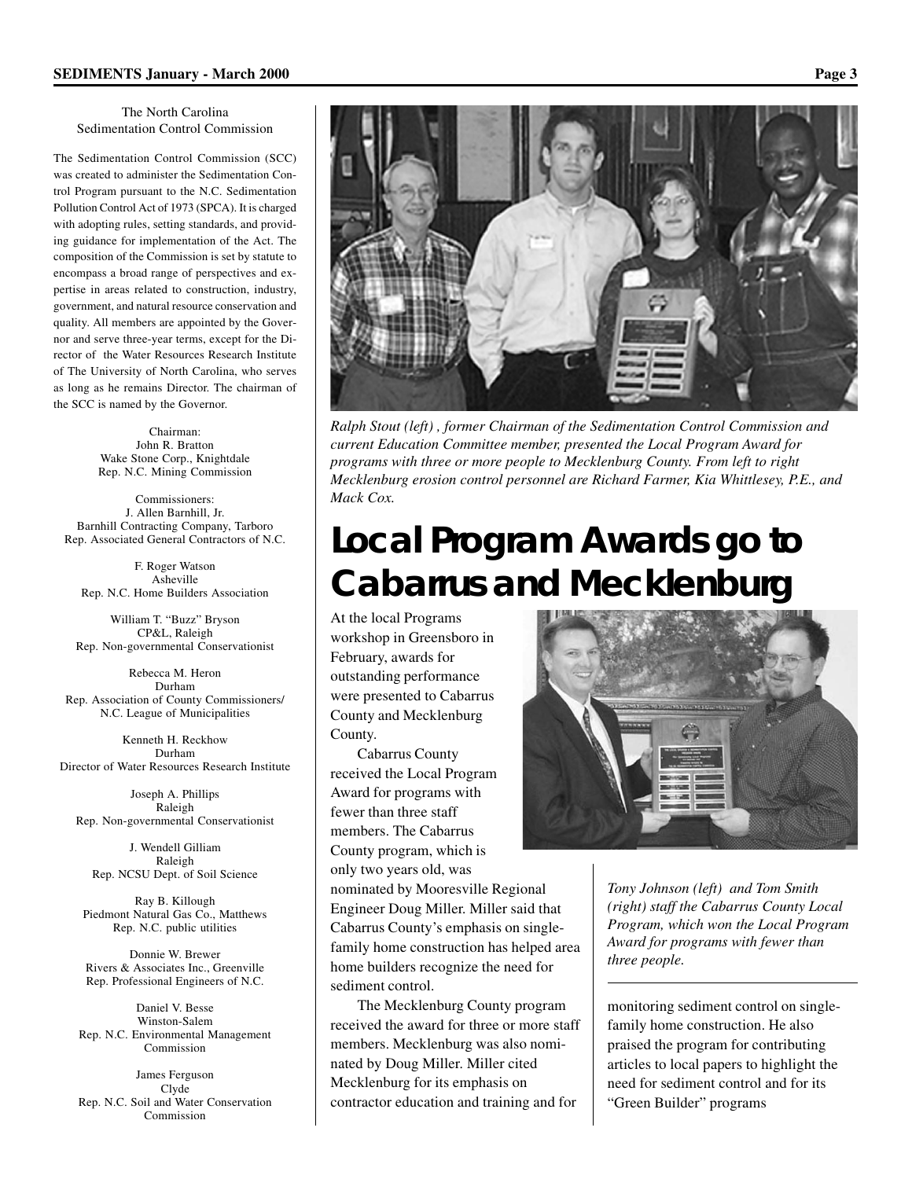### The North Carolina Sedimentation Control Commission

The Sedimentation Control Commission (SCC) was created to administer the Sedimentation Control Program pursuant to the N.C. Sedimentation Pollution Control Act of 1973 (SPCA). It is charged with adopting rules, setting standards, and providing guidance for implementation of the Act. The composition of the Commission is set by statute to encompass a broad range of perspectives and expertise in areas related to construction, industry, government, and natural resource conservation and quality. All members are appointed by the Governor and serve three-year terms, except for the Director of the Water Resources Research Institute of The University of North Carolina, who serves as long as he remains Director. The chairman of the SCC is named by the Governor.

Chairman:
John R. Bratton
Wake Stone Corp., Knightdale
Rep. N.C. Mining Commission

Commissioners:
J. Allen Barnhill, Jr.
Barnhill Contracting Company, Tarboro
Rep. Associated General Contractors of N.C.

F. Roger Watson
Asheville
Rep. N.C. Home Builders Association

William T. "Buzz" Bryson
CP&L, Raleigh
Rep. Non-governmental Conservationist

Rebecca M. Heron
Durham
Rep. Association of County Commissioners/ N.C. League of Municipalities

Kenneth H. Reckhow
Durham
Director of Water Resources Research Institute

Joseph A. Phillips
Raleigh
Rep. Non-governmental Conservationist

J. Wendell Gilliam
Raleigh
Rep. NCSU Dept. of Soil Science

Ray B. Killough
Piedmont Natural Gas Co., Matthews
Rep. N.C. public utilities

Donnie W. Brewer
Rivers & Associates Inc., Greenville
Rep. Professional Engineers of N.C.

Daniel V. Besse
Winston-Salem
Rep. N.C. Environmental Management Commission

James Ferguson
Clyde
Rep. N.C. Soil and Water Conservation Commission

*Ralph Stout (left) , former Chairman of the Sedimentation Control Commission and current Education Committee member, presented the Local Program Award for programs with three or more people to Mecklenburg County. From left to right Mecklenburg erosion control personnel are Richard Farmer, Kia Whittlesey, P.E., and Mack Cox.*

# Local Program Awards go to Cabarrus and Mecklenburg

At the local Programs workshop in Greensboro in February, awards for outstanding performance were presented to Cabarrus County and Mecklenburg County.

Cabarrus County received the Local Program Award for programs with fewer than three staff members. The Cabarrus County program, which is only two years old, was nominated by Mooresville Regional Engineer Doug Miller. Miller said that Cabarrus County's emphasis on single-family home construction has helped area home builders recognize the need for sediment control.

*Tony Johnson (left) and Tom Smith (right) staff the Cabarrus County Local Program, which won the Local Program Award for programs with fewer than three people.*

The Mecklenburg County program received the award for three or more staff members. Mecklenburg was also nominated by Doug Miller. Miller cited Mecklenburg for its emphasis on contractor education and training and for monitoring sediment control on single-family home construction. He also praised the program for contributing articles to local papers to highlight the need for sediment control and for its "Green Builder" programs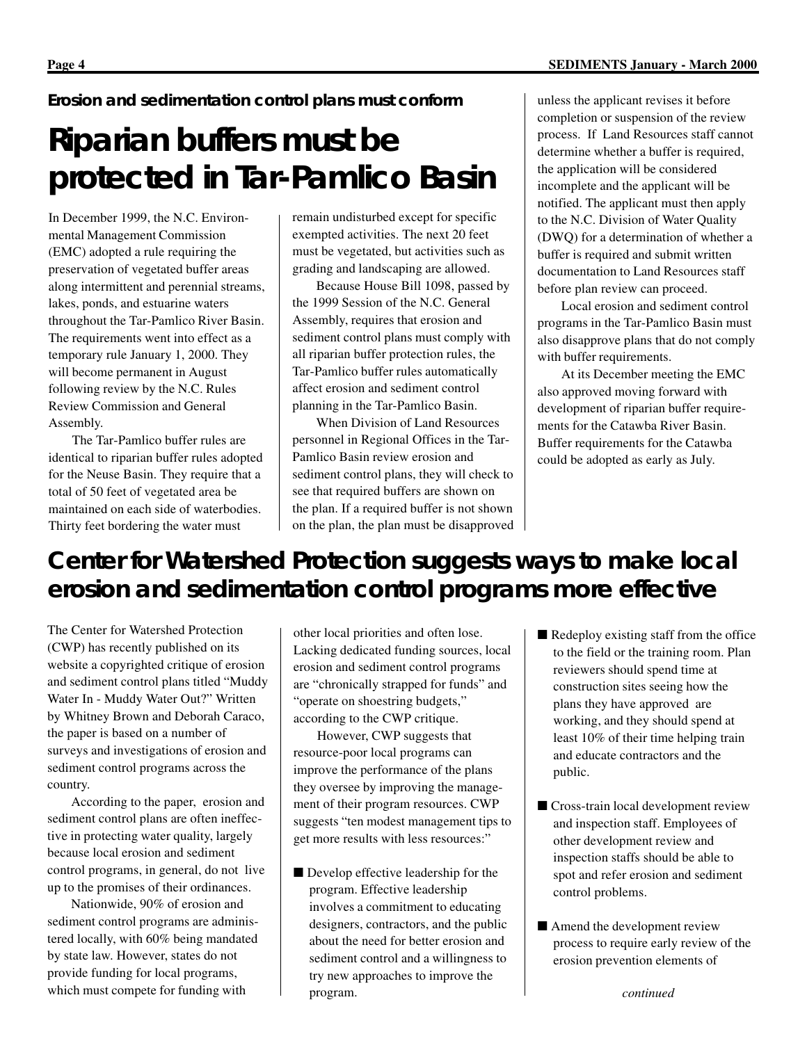**Erosion and sedimentation control plans must conform**

# Riparian buffers must be protected in Tar-Pamlico Basin

In December 1999, the N.C. Environmental Management Commission (EMC) adopted a rule requiring the preservation of vegetated buffer areas along intermittent and perennial streams, lakes, ponds, and estuarine waters throughout the Tar-Pamlico River Basin. The requirements went into effect as a temporary rule January 1, 2000. They will become permanent in August following review by the N.C. Rules Review Commission and General Assembly.

The Tar-Pamlico buffer rules are identical to riparian buffer rules adopted for the Neuse Basin. They require that a total of 50 feet of vegetated area be maintained on each side of waterbodies. Thirty feet bordering the water must remain undisturbed except for specific exempted activities. The next 20 feet must be vegetated, but activities such as grading and landscaping are allowed.

Because House Bill 1098, passed by the 1999 Session of the N.C. General Assembly, requires that erosion and sediment control plans must comply with all riparian buffer protection rules, the Tar-Pamlico buffer rules automatically affect erosion and sediment control planning in the Tar-Pamlico Basin.

When Division of Land Resources personnel in Regional Offices in the Tar-Pamlico Basin review erosion and sediment control plans, they will check to see that required buffers are shown on the plan. If a required buffer is not shown on the plan, the plan must be disapproved unless the applicant revises it before completion or suspension of the review process. If Land Resources staff cannot determine whether a buffer is required, the application will be considered incomplete and the applicant will be notified. The applicant must then apply to the N.C. Division of Water Quality (DWQ) for a determination of whether a buffer is required and submit written documentation to Land Resources staff before plan review can proceed.

Local erosion and sediment control programs in the Tar-Pamlico Basin must also disapprove plans that do not comply with buffer requirements.

At its December meeting the EMC also approved moving forward with development of riparian buffer requirements for the Catawba River Basin. Buffer requirements for the Catawba could be adopted as early as July.

## Center for Watershed Protection suggests ways to make local erosion and sedimentation control programs more effective

The Center for Watershed Protection (CWP) has recently published on its website a copyrighted critique of erosion and sediment control plans titled "Muddy Water In - Muddy Water Out?" Written by Whitney Brown and Deborah Caraco, the paper is based on a number of surveys and investigations of erosion and sediment control programs across the country.

According to the paper, erosion and sediment control plans are often ineffective in protecting water quality, largely because local erosion and sediment control programs, in general, do not live up to the promises of their ordinances.

Nationwide, 90% of erosion and sediment control programs are administered locally, with 60% being mandated by state law. However, states do not provide funding for local programs, which must compete for funding with other local priorities and often lose. Lacking dedicated funding sources, local erosion and sediment control programs are "chronically strapped for funds" and "operate on shoestring budgets," according to the CWP critique.

However, CWP suggests that resource-poor local programs can improve the performance of the plans they oversee by improving the management of their program resources. CWP suggests "ten modest management tips to get more results with less resources:"

- Develop effective leadership for the program. Effective leadership involves a commitment to educating designers, contractors, and the public about the need for better erosion and sediment control and a willingness to try new approaches to improve the program.

- Redeploy existing staff from the office to the field or the training room. Plan reviewers should spend time at construction sites seeing how the plans they have approved are working, and they should spend at least 10% of their time helping train and educate contractors and the public.

- Cross-train local development review and inspection staff. Employees of other development review and inspection staffs should be able to spot and refer erosion and sediment control problems.

- Amend the development review process to require early review of the erosion prevention elements of

*continued*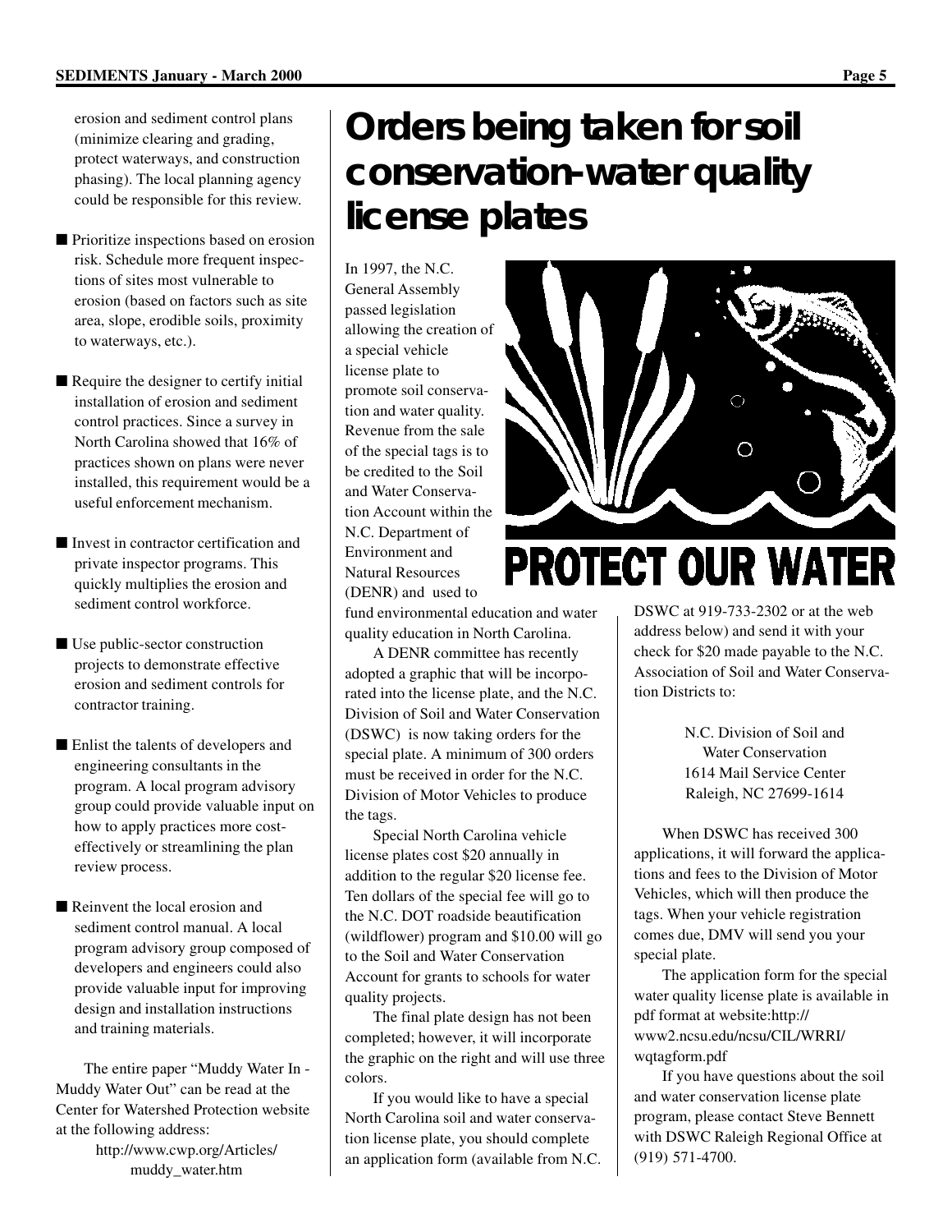erosion and sediment control plans (minimize clearing and grading, protect waterways, and construction phasing). The local planning agency could be responsible for this review.

- Prioritize inspections based on erosion risk. Schedule more frequent inspections of sites most vulnerable to erosion (based on factors such as site area, slope, erodible soils, proximity to waterways, etc.).
- Require the designer to certify initial installation of erosion and sediment control practices. Since a survey in North Carolina showed that 16% of practices shown on plans were never installed, this requirement would be a useful enforcement mechanism.
- Invest in contractor certification and private inspector programs. This quickly multiplies the erosion and sediment control workforce.
- Use public-sector construction projects to demonstrate effective erosion and sediment controls for contractor training.
- Enlist the talents of developers and engineering consultants in the program. A local program advisory group could provide valuable input on how to apply practices more cost-effectively or streamlining the plan review process.
- Reinvent the local erosion and sediment control manual. A local program advisory group composed of developers and engineers could also provide valuable input for improving design and installation instructions and training materials.

The entire paper "Muddy Water In - Muddy Water Out" can be read at the Center for Watershed Protection website at the following address:

http://www.cwp.org/Articles/muddy_water.htm

# Orders being taken for soil conservation-water quality license plates

In 1997, the N.C. General Assembly passed legislation allowing the creation of a special vehicle license plate to promote soil conservation and water quality. Revenue from the sale of the special tags is to be credited to the Soil and Water Conservation Account within the N.C. Department of Environment and Natural Resources (DENR) and used to fund environmental education and water quality education in North Carolina.

PROTECT OUR WATER

A DENR committee has recently adopted a graphic that will be incorporated into the license plate, and the N.C. Division of Soil and Water Conservation (DSWC) is now taking orders for the special plate. A minimum of 300 orders must be received in order for the N.C. Division of Motor Vehicles to produce the tags.

Special North Carolina vehicle license plates cost $20 annually in addition to the regular $20 license fee. Ten dollars of the special fee will go to the N.C. DOT roadside beautification (wildflower) program and $10.00 will go to the Soil and Water Conservation Account for grants to schools for water quality projects.

The final plate design has not been completed; however, it will incorporate the graphic on the right and will use three colors.

If you would like to have a special North Carolina soil and water conservation license plate, you should complete an application form (available from N.C. DSWC at 919-733-2302 or at the web address below) and send it with your check for $20 made payable to the N.C. Association of Soil and Water Conservation Districts to:

N.C. Division of Soil and Water Conservation
1614 Mail Service Center
Raleigh, NC 27699-1614

When DSWC has received 300 applications, it will forward the applications and fees to the Division of Motor Vehicles, which will then produce the tags. When your vehicle registration comes due, DMV will send you your special plate.

The application form for the special water quality license plate is available in pdf format at website:http://www2.ncsu.edu/ncsu/CIL/WRRI/wqtagform.pdf

If you have questions about the soil and water conservation license plate program, please contact Steve Bennett with DSWC Raleigh Regional Office at (919) 571-4700.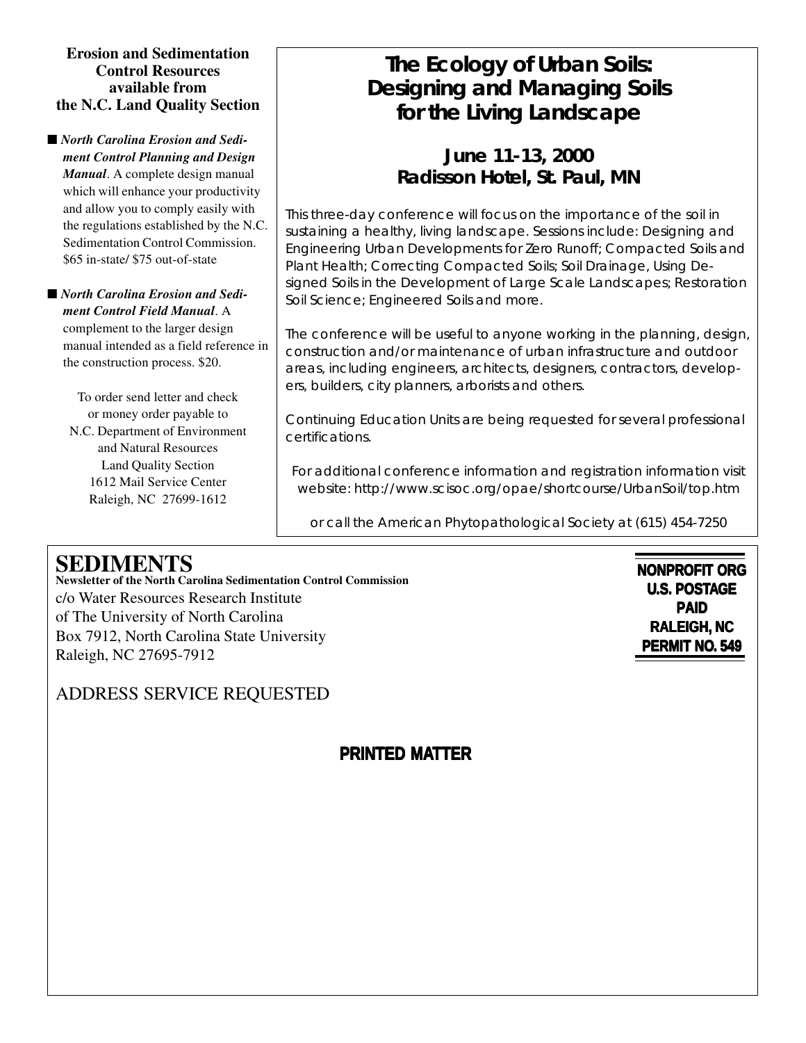**Erosion and Sedimentation Control Resources available from the N.C. Land Quality Section**

- ***North Carolina Erosion and Sediment Control Planning and Design Manual***. A complete design manual which will enhance your productivity and allow you to comply easily with the regulations established by the N.C. Sedimentation Control Commission. $65 in-state/ $75 out-of-state

- ***North Carolina Erosion and Sediment Control Field Manual***. A complement to the larger design manual intended as a field reference in the construction process. $20.

To order send letter and check or money order payable to
N.C. Department of Environment and Natural Resources
Land Quality Section
1612 Mail Service Center
Raleigh, NC 27699-1612

## The Ecology of Urban Soils: Designing and Managing Soils for the Living Landscape

### June 11-13, 2000
### Radisson Hotel, St. Paul, MN

This three-day conference will focus on the importance of the soil in sustaining a healthy, living landscape. Sessions include: Designing and Engineering Urban Developments for Zero Runoff; Compacted Soils and Plant Health; Correcting Compacted Soils; Soil Drainage, Using Designed Soils in the Development of Large Scale Landscapes; Restoration Soil Science; Engineered Soils and more.

The conference will be useful to anyone working in the planning, design, construction and/or maintenance of urban infrastructure and outdoor areas, including engineers, architects, designers, contractors, developers, builders, city planners, arborists and others.

Continuing Education Units are being requested for several professional certifications.

For additional conference information and registration information visit website: http://www.scisoc.org/opae/shortcourse/UrbanSoil/top.htm

or call the American Phytopathological Society at (615) 454-7250

# SEDIMENTS

**Newsletter of the North Carolina Sedimentation Control Commission**

c/o Water Resources Research Institute
of The University of North Carolina
Box 7912, North Carolina State University
Raleigh, NC 27695-7912

ADDRESS SERVICE REQUESTED

**NONPROFIT ORG
U.S. POSTAGE
PAID
RALEIGH, NC
PERMIT NO. 549**

**PRINTED MATTER**